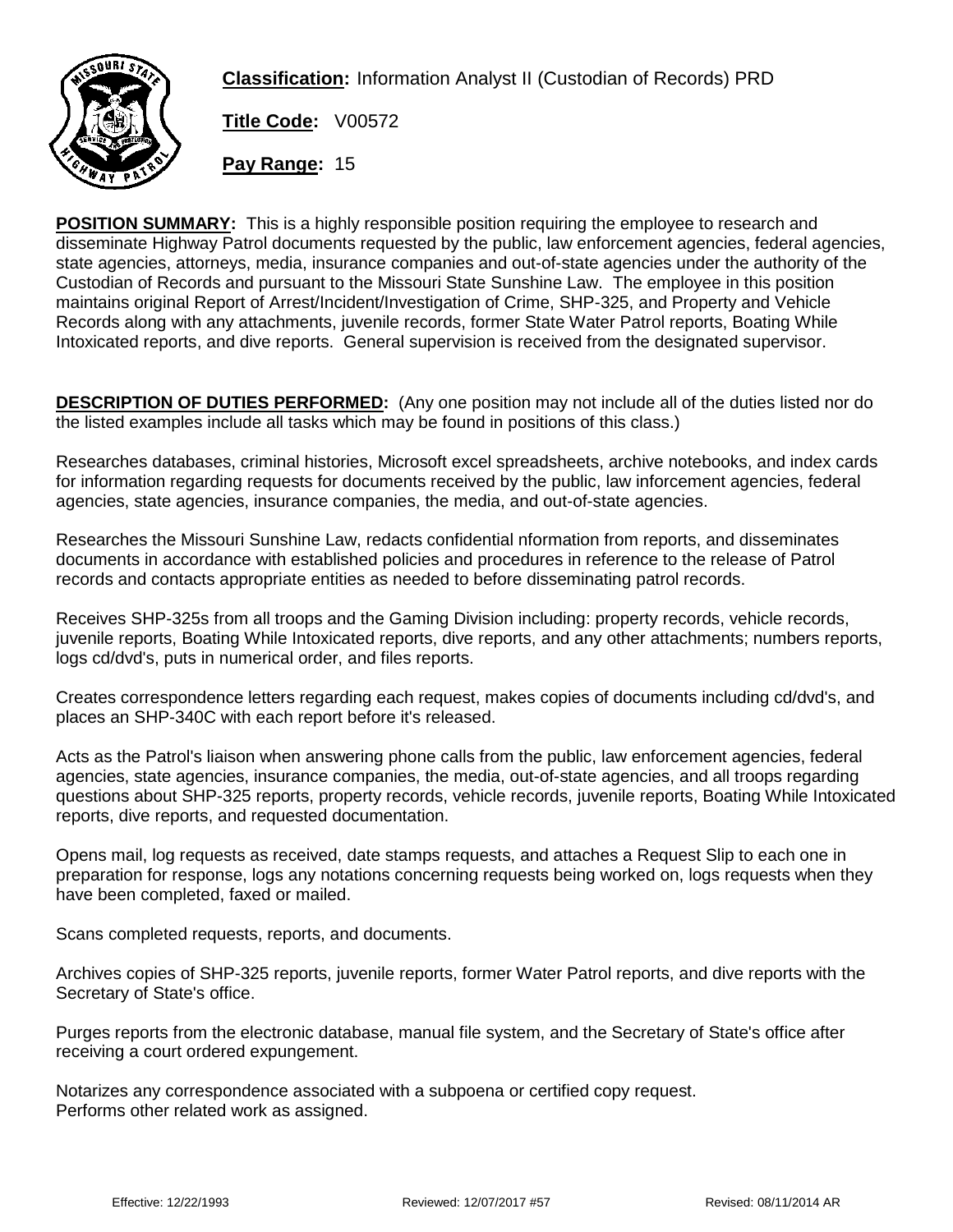**Classification:** Information Analyst II (Custodian of Records) PRD

**Title Code:** V00572

**Pay Range:** 15

**POSITION SUMMARY:** This is a highly responsible position requiring the employee to research and disseminate Highway Patrol documents requested by the public, law enforcement agencies, federal agencies, state agencies, attorneys, media, insurance companies and out-of-state agencies under the authority of the Custodian of Records and pursuant to the Missouri State Sunshine Law. The employee in this position maintains original Report of Arrest/Incident/Investigation of Crime, SHP-325, and Property and Vehicle Records along with any attachments, juvenile records, former State Water Patrol reports, Boating While Intoxicated reports, and dive reports. General supervision is received from the designated supervisor.

**DESCRIPTION OF DUTIES PERFORMED:** (Any one position may not include all of the duties listed nor do the listed examples include all tasks which may be found in positions of this class.)

Researches databases, criminal histories, Microsoft excel spreadsheets, archive notebooks, and index cards for information regarding requests for documents received by the public, law inforcement agencies, federal agencies, state agencies, insurance companies, the media, and out-of-state agencies.

Researches the Missouri Sunshine Law, redacts confidential nformation from reports, and disseminates documents in accordance with established policies and procedures in reference to the release of Patrol records and contacts appropriate entities as needed to before disseminating patrol records.

Receives SHP-325s from all troops and the Gaming Division including: property records, vehicle records, juvenile reports, Boating While Intoxicated reports, dive reports, and any other attachments; numbers reports, logs cd/dvd's, puts in numerical order, and files reports.

Creates correspondence letters regarding each request, makes copies of documents including cd/dvd's, and places an SHP-340C with each report before it's released.

Acts as the Patrol's liaison when answering phone calls from the public, law enforcement agencies, federal agencies, state agencies, insurance companies, the media, out-of-state agencies, and all troops regarding questions about SHP-325 reports, property records, vehicle records, juvenile reports, Boating While Intoxicated reports, dive reports, and requested documentation.

Opens mail, log requests as received, date stamps requests, and attaches a Request Slip to each one in preparation for response, logs any notations concerning requests being worked on, logs requests when they have been completed, faxed or mailed.

Scans completed requests, reports, and documents.

Archives copies of SHP-325 reports, juvenile reports, former Water Patrol reports, and dive reports with the Secretary of State's office.

Purges reports from the electronic database, manual file system, and the Secretary of State's office after receiving a court ordered expungement.

Notarizes any correspondence associated with a subpoena or certified copy request.
Performs other related work as assigned.

Effective: 12/22/1993 Reviewed: 12/07/2017 #57 Revised: 08/11/2014 AR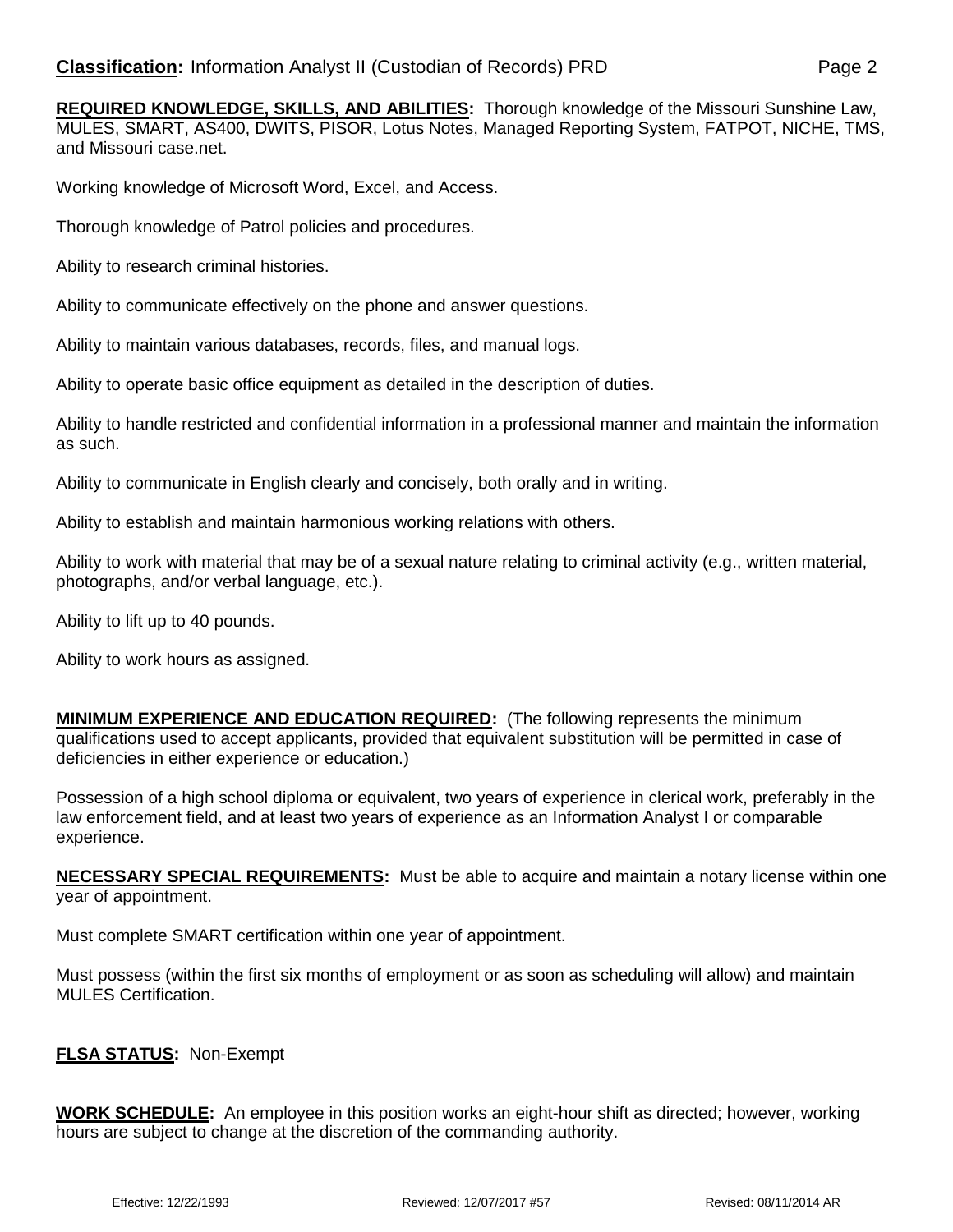**REQUIRED KNOWLEDGE, SKILLS, AND ABILITIES:** Thorough knowledge of the Missouri Sunshine Law, MULES, SMART, AS400, DWITS, PISOR, Lotus Notes, Managed Reporting System, FATPOT, NICHE, TMS, and Missouri case.net.

Working knowledge of Microsoft Word, Excel, and Access.

Thorough knowledge of Patrol policies and procedures.

Ability to research criminal histories.

Ability to communicate effectively on the phone and answer questions.

Ability to maintain various databases, records, files, and manual logs.

Ability to operate basic office equipment as detailed in the description of duties.

Ability to handle restricted and confidential information in a professional manner and maintain the information as such.

Ability to communicate in English clearly and concisely, both orally and in writing.

Ability to establish and maintain harmonious working relations with others.

Ability to work with material that may be of a sexual nature relating to criminal activity (e.g., written material, photographs, and/or verbal language, etc.).

Ability to lift up to 40 pounds.

Ability to work hours as assigned.

**MINIMUM EXPERIENCE AND EDUCATION REQUIRED:** (The following represents the minimum qualifications used to accept applicants, provided that equivalent substitution will be permitted in case of deficiencies in either experience or education.)

Possession of a high school diploma or equivalent, two years of experience in clerical work, preferably in the law enforcement field, and at least two years of experience as an Information Analyst I or comparable experience.

**NECESSARY SPECIAL REQUIREMENTS:** Must be able to acquire and maintain a notary license within one year of appointment.

Must complete SMART certification within one year of appointment.

Must possess (within the first six months of employment or as soon as scheduling will allow) and maintain MULES Certification.

**FLSA STATUS:** Non-Exempt

**WORK SCHEDULE:** An employee in this position works an eight-hour shift as directed; however, working hours are subject to change at the discretion of the commanding authority.

Effective: 12/22/1993 Reviewed: 12/07/2017 #57 Revised: 08/11/2014 AR